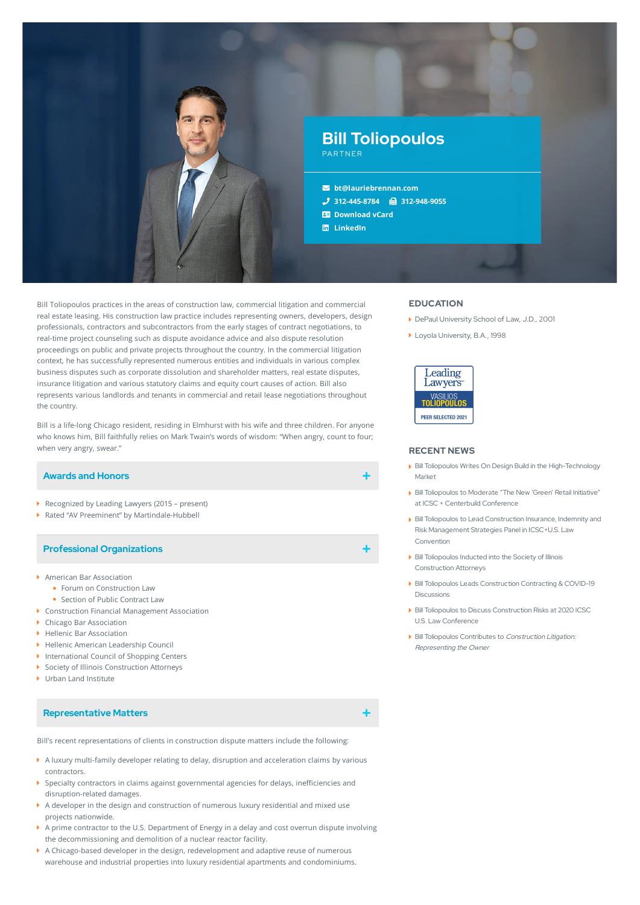# Bill Toliopoulos

PARTNER

- bt@lauriebrennan.com
- 312-445-8784 312-948-9055
- Download vCard
- LinkedIn

Bill Toliopoulos practices in the areas of construction law, commercial litigation and commercial real estate leasing. His construction law practice includes representing owners, developers, design professionals, contractors and subcontractors from the early stages of contract negotiations, to real-time project counseling such as dispute avoidance advice and also dispute resolution proceedings on public and private projects throughout the country. In the commercial litigation context, he has successfully represented numerous entities and individuals in various complex business disputes such as corporate dissolution and shareholder matters, real estate disputes, insurance litigation and various statutory claims and equity court causes of action. Bill also represents various landlords and tenants in commercial and retail lease negotiations throughout the country.

Bill is a life-long Chicago resident, residing in Elmhurst with his wife and three children. For anyone who knows him, Bill faithfully relies on Mark Twain's words of wisdom: "When angry, count to four; when very angry, swear."

## Awards and Honors

- Recognized by Leading Lawyers (2015 – present)
- Rated "AV Preeminent" by Martindale-Hubbell

## Professional Organizations

- American Bar Association
  - Forum on Construction Law
  - Section of Public Contract Law
- Construction Financial Management Association
- Chicago Bar Association
- Hellenic Bar Association
- Hellenic American Leadership Council
- International Council of Shopping Centers
- Society of Illinois Construction Attorneys
- Urban Land Institute

## Representative Matters

Bill's recent representations of clients in construction dispute matters include the following:

- A luxury multi-family developer relating to delay, disruption and acceleration claims by various contractors.
- Specialty contractors in claims against governmental agencies for delays, inefficiencies and disruption-related damages.
- A developer in the design and construction of numerous luxury residential and mixed use projects nationwide.
- A prime contractor to the U.S. Department of Energy in a delay and cost overrun dispute involving the decommissioning and demolition of a nuclear reactor facility.
- A Chicago-based developer in the design, redevelopment and adaptive reuse of numerous warehouse and industrial properties into luxury residential apartments and condominiums.

## EDUCATION

- DePaul University School of Law, J.D., 2001
- Loyola University, B.A., 1998

Leading Lawyers
VASILIOS TOLIOPOULOS
PEER SELECTED 2021

## RECENT NEWS

- Bill Toliopoulos Writes On Design Build in the High-Technology Market
- Bill Toliopoulos to Moderate "The New 'Green' Retail Initiative" at ICSC + Centerbuild Conference
- Bill Toliopoulos to Lead Construction Insurance, Indemnity and Risk Management Strategies Panel in ICSC+U.S. Law Convention
- Bill Toliopoulos Inducted into the Society of Illinois Construction Attorneys
- Bill Toliopoulos Leads Construction Contracting & COVID-19 Discussions
- Bill Toliopoulos to Discuss Construction Risks at 2020 ICSC U.S. Law Conference
- Bill Toliopoulos Contributes to *Construction Litigation: Representing the Owner*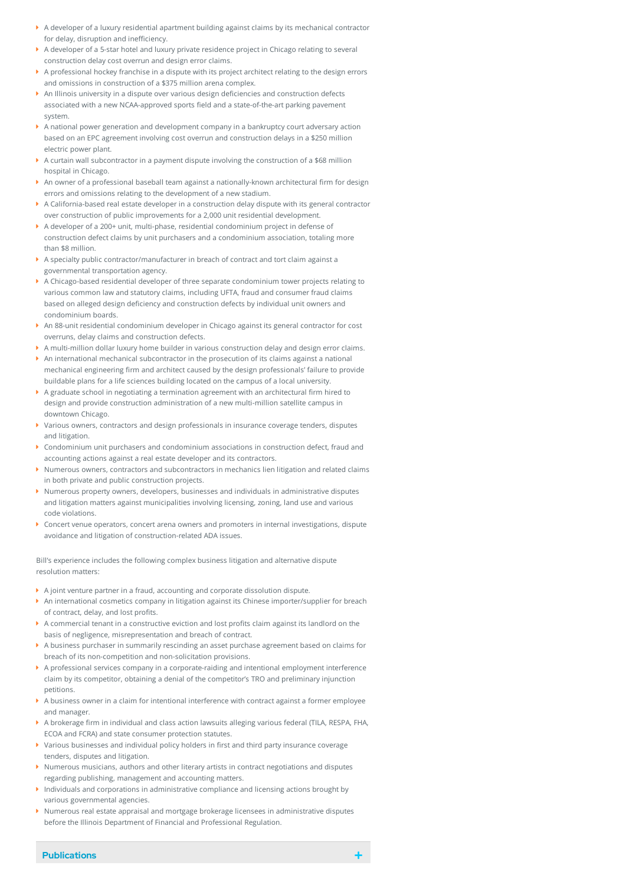- A developer of a luxury residential apartment building against claims by its mechanical contractor for delay, disruption and inefficiency.
- A developer of a 5-star hotel and luxury private residence project in Chicago relating to several construction delay cost overrun and design error claims.
- A professional hockey franchise in a dispute with its project architect relating to the design errors and omissions in construction of a $375 million arena complex.
- An Illinois university in a dispute over various design deficiencies and construction defects associated with a new NCAA-approved sports field and a state-of-the-art parking pavement system.
- A national power generation and development company in a bankruptcy court adversary action based on an EPC agreement involving cost overrun and construction delays in a $250 million electric power plant.
- A curtain wall subcontractor in a payment dispute involving the construction of a $68 million hospital in Chicago.
- An owner of a professional baseball team against a nationally-known architectural firm for design errors and omissions relating to the development of a new stadium.
- A California-based real estate developer in a construction delay dispute with its general contractor over construction of public improvements for a 2,000 unit residential development.
- A developer of a 200+ unit, multi-phase, residential condominium project in defense of construction defect claims by unit purchasers and a condominium association, totaling more than $8 million.
- A specialty public contractor/manufacturer in breach of contract and tort claim against a governmental transportation agency.
- A Chicago-based residential developer of three separate condominium tower projects relating to various common law and statutory claims, including UFTA, fraud and consumer fraud claims based on alleged design deficiency and construction defects by individual unit owners and condominium boards.
- An 88-unit residential condominium developer in Chicago against its general contractor for cost overruns, delay claims and construction defects.
- A multi-million dollar luxury home builder in various construction delay and design error claims.
- An international mechanical subcontractor in the prosecution of its claims against a national mechanical engineering firm and architect caused by the design professionals' failure to provide buildable plans for a life sciences building located on the campus of a local university.
- A graduate school in negotiating a termination agreement with an architectural firm hired to design and provide construction administration of a new multi-million satellite campus in downtown Chicago.
- Various owners, contractors and design professionals in insurance coverage tenders, disputes and litigation.
- Condominium unit purchasers and condominium associations in construction defect, fraud and accounting actions against a real estate developer and its contractors.
- Numerous owners, contractors and subcontractors in mechanics lien litigation and related claims in both private and public construction projects.
- Numerous property owners, developers, businesses and individuals in administrative disputes and litigation matters against municipalities involving licensing, zoning, land use and various code violations.
- Concert venue operators, concert arena owners and promoters in internal investigations, dispute avoidance and litigation of construction-related ADA issues.

Bill's experience includes the following complex business litigation and alternative dispute resolution matters:

- A joint venture partner in a fraud, accounting and corporate dissolution dispute.
- An international cosmetics company in litigation against its Chinese importer/supplier for breach of contract, delay, and lost profits.
- A commercial tenant in a constructive eviction and lost profits claim against its landlord on the basis of negligence, misrepresentation and breach of contract.
- A business purchaser in summarily rescinding an asset purchase agreement based on claims for breach of its non-competition and non-solicitation provisions.
- A professional services company in a corporate-raiding and intentional employment interference claim by its competitor, obtaining a denial of the competitor's TRO and preliminary injunction petitions.
- A business owner in a claim for intentional interference with contract against a former employee and manager.
- A brokerage firm in individual and class action lawsuits alleging various federal (TILA, RESPA, FHA, ECOA and FCRA) and state consumer protection statutes.
- Various businesses and individual policy holders in first and third party insurance coverage tenders, disputes and litigation.
- Numerous musicians, authors and other literary artists in contract negotiations and disputes regarding publishing, management and accounting matters.
- Individuals and corporations in administrative compliance and licensing actions brought by various governmental agencies.
- Numerous real estate appraisal and mortgage brokerage licensees in administrative disputes before the Illinois Department of Financial and Professional Regulation.

## Publications +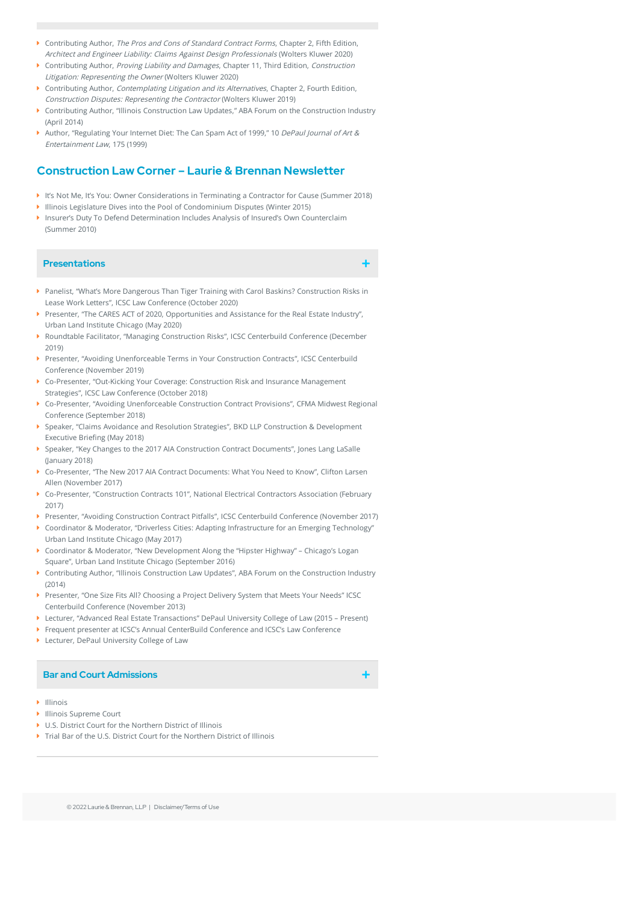- Contributing Author, *The Pros and Cons of Standard Contract Forms*, Chapter 2, Fifth Edition, *Architect and Engineer Liability: Claims Against Design Professionals* (Wolters Kluwer 2020)
- Contributing Author, *Proving Liability and Damages*, Chapter 11, Third Edition, *Construction Litigation: Representing the Owner* (Wolters Kluwer 2020)
- Contributing Author, *Contemplating Litigation and its Alternatives*, Chapter 2, Fourth Edition, *Construction Disputes: Representing the Contractor* (Wolters Kluwer 2019)
- Contributing Author, "Illinois Construction Law Updates," ABA Forum on the Construction Industry (April 2014)
- Author, "Regulating Your Internet Diet: The Can Spam Act of 1999," 10 *DePaul Journal of Art & Entertainment Law*, 175 (1999)

## Construction Law Corner – Laurie & Brennan Newsletter

- It's Not Me, It's You: Owner Considerations in Terminating a Contractor for Cause (Summer 2018)
- Illinois Legislature Dives into the Pool of Condominium Disputes (Winter 2015)
- Insurer's Duty To Defend Determination Includes Analysis of Insured's Own Counterclaim (Summer 2010)

## Presentations

- Panelist, "What's More Dangerous Than Tiger Training with Carol Baskins? Construction Risks in Lease Work Letters", ICSC Law Conference (October 2020)
- Presenter, "The CARES ACT of 2020, Opportunities and Assistance for the Real Estate Industry", Urban Land Institute Chicago (May 2020)
- Roundtable Facilitator, "Managing Construction Risks", ICSC Centerbuild Conference (December 2019)
- Presenter, "Avoiding Unenforceable Terms in Your Construction Contracts", ICSC Centerbuild Conference (November 2019)
- Co-Presenter, "Out-Kicking Your Coverage: Construction Risk and Insurance Management Strategies", ICSC Law Conference (October 2018)
- Co-Presenter, "Avoiding Unenforceable Construction Contract Provisions", CFMA Midwest Regional Conference (September 2018)
- Speaker, "Claims Avoidance and Resolution Strategies", BKD LLP Construction & Development Executive Briefing (May 2018)
- Speaker, "Key Changes to the 2017 AIA Construction Contract Documents", Jones Lang LaSalle (January 2018)
- Co-Presenter, "The New 2017 AIA Contract Documents: What You Need to Know", Clifton Larsen Allen (November 2017)
- Co-Presenter, "Construction Contracts 101", National Electrical Contractors Association (February 2017)
- Presenter, "Avoiding Construction Contract Pitfalls", ICSC Centerbuild Conference (November 2017)
- Coordinator & Moderator, "Driverless Cities: Adapting Infrastructure for an Emerging Technology" Urban Land Institute Chicago (May 2017)
- Coordinator & Moderator, "New Development Along the "Hipster Highway" – Chicago's Logan Square", Urban Land Institute Chicago (September 2016)
- Contributing Author, "Illinois Construction Law Updates", ABA Forum on the Construction Industry (2014)
- Presenter, "One Size Fits All? Choosing a Project Delivery System that Meets Your Needs" ICSC Centerbuild Conference (November 2013)
- Lecturer, "Advanced Real Estate Transactions" DePaul University College of Law (2015 – Present)
- Frequent presenter at ICSC's Annual CenterBuild Conference and ICSC's Law Conference
- Lecturer, DePaul University College of Law

## Bar and Court Admissions

- Illinois
- Illinois Supreme Court
- U.S. District Court for the Northern District of Illinois
- Trial Bar of the U.S. District Court for the Northern District of Illinois

© 2022 Laurie & Brennan, LLP | Disclaimer/Terms of Use